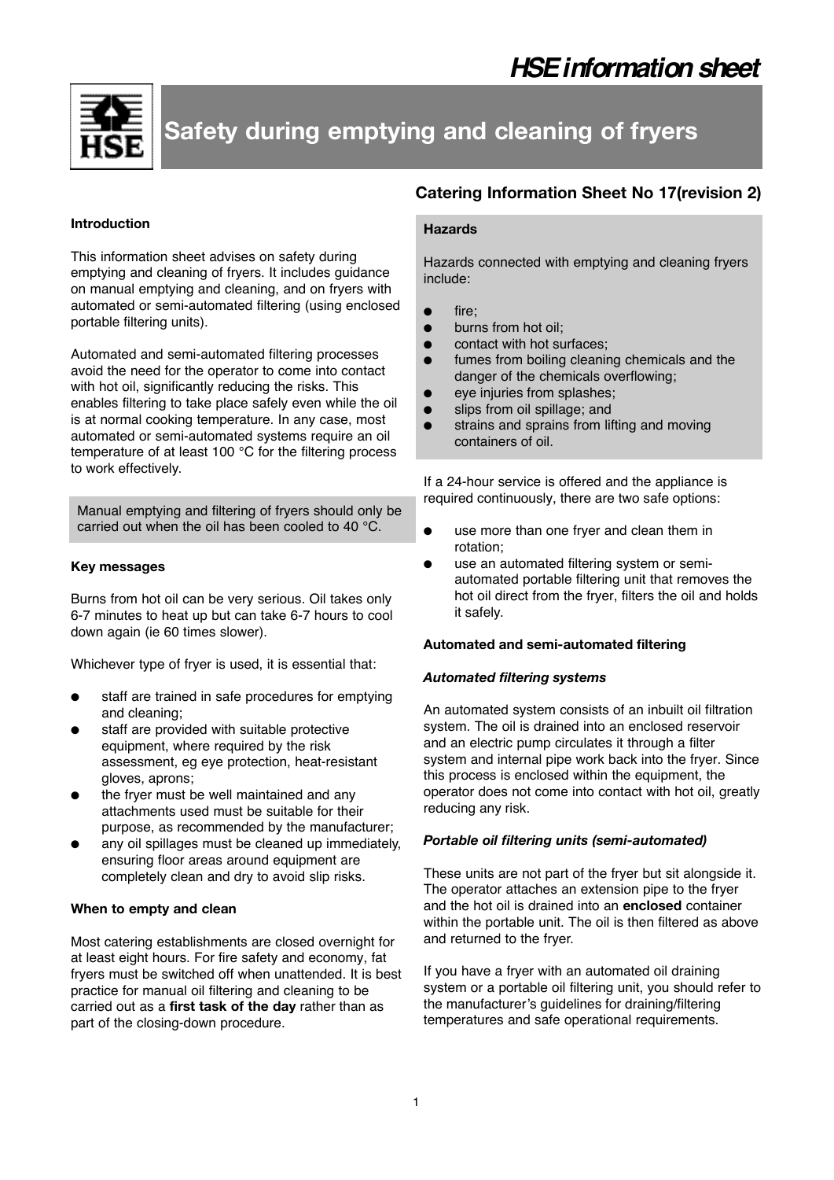# HSE information sheet

# Safety during emptying and cleaning of fryers

## Catering Information Sheet No 17(revision 2)

### Introduction

This information sheet advises on safety during emptying and cleaning of fryers. It includes guidance on manual emptying and cleaning, and on fryers with automated or semi-automated filtering (using enclosed portable filtering units).

Automated and semi-automated filtering processes avoid the need for the operator to come into contact with hot oil, significantly reducing the risks. This enables filtering to take place safely even while the oil is at normal cooking temperature. In any case, most automated or semi-automated systems require an oil temperature of at least 100 °C for the filtering process to work effectively.

Manual emptying and filtering of fryers should only be carried out when the oil has been cooled to 40 °C.

### Key messages

Burns from hot oil can be very serious. Oil takes only 6-7 minutes to heat up but can take 6-7 hours to cool down again (ie 60 times slower).

Whichever type of fryer is used, it is essential that:

- staff are trained in safe procedures for emptying and cleaning;
- staff are provided with suitable protective equipment, where required by the risk assessment, eg eye protection, heat-resistant gloves, aprons;
- the fryer must be well maintained and any attachments used must be suitable for their purpose, as recommended by the manufacturer;
- any oil spillages must be cleaned up immediately, ensuring floor areas around equipment are completely clean and dry to avoid slip risks.

### When to empty and clean

Most catering establishments are closed overnight for at least eight hours. For fire safety and economy, fat fryers must be switched off when unattended. It is best practice for manual oil filtering and cleaning to be carried out as a **first task of the day** rather than as part of the closing-down procedure.

### Hazards

Hazards connected with emptying and cleaning fryers include:

- fire;
- burns from hot oil;
- contact with hot surfaces;
- fumes from boiling cleaning chemicals and the danger of the chemicals overflowing;
- eye injuries from splashes;
- slips from oil spillage; and
- strains and sprains from lifting and moving containers of oil.

If a 24-hour service is offered and the appliance is required continuously, there are two safe options:

- use more than one fryer and clean them in rotation;
- use an automated filtering system or semi-automated portable filtering unit that removes the hot oil direct from the fryer, filters the oil and holds it safely.

### Automated and semi-automated filtering

#### *Automated filtering systems*

An automated system consists of an inbuilt oil filtration system. The oil is drained into an enclosed reservoir and an electric pump circulates it through a filter system and internal pipe work back into the fryer. Since this process is enclosed within the equipment, the operator does not come into contact with hot oil, greatly reducing any risk.

#### *Portable oil filtering units (semi-automated)*

These units are not part of the fryer but sit alongside it. The operator attaches an extension pipe to the fryer and the hot oil is drained into an **enclosed** container within the portable unit. The oil is then filtered as above and returned to the fryer.

If you have a fryer with an automated oil draining system or a portable oil filtering unit, you should refer to the manufacturer's guidelines for draining/filtering temperatures and safe operational requirements.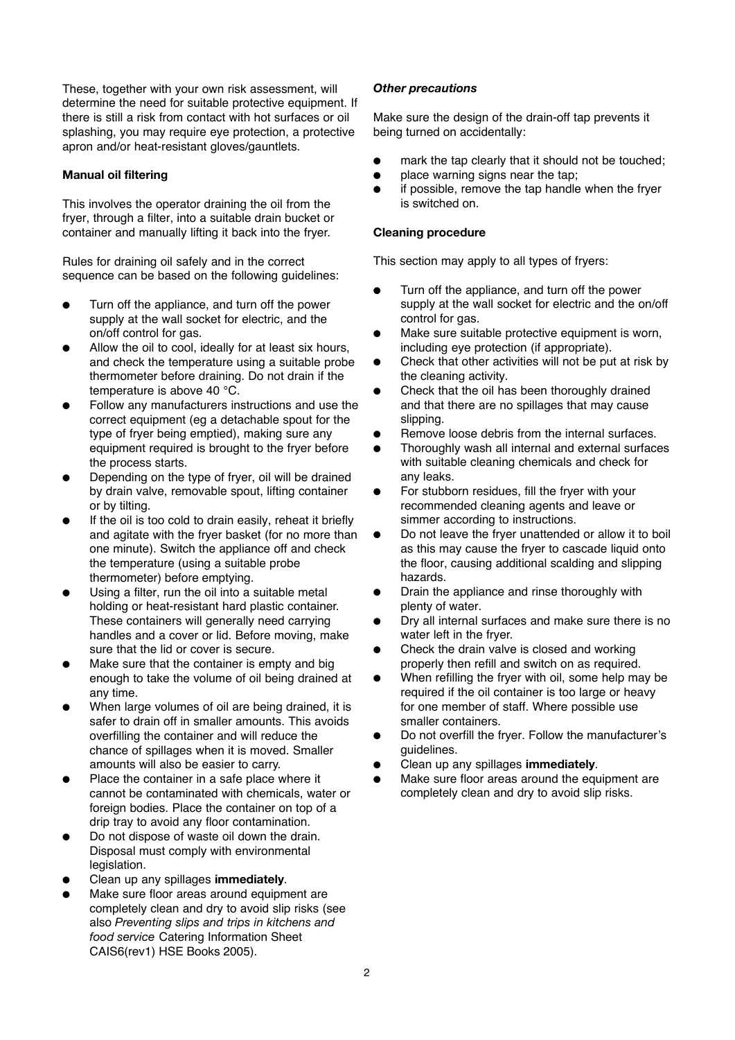These, together with your own risk assessment, will determine the need for suitable protective equipment. If there is still a risk from contact with hot surfaces or oil splashing, you may require eye protection, a protective apron and/or heat-resistant gloves/gauntlets.

**Manual oil filtering**

This involves the operator draining the oil from the fryer, through a filter, into a suitable drain bucket or container and manually lifting it back into the fryer.

Rules for draining oil safely and in the correct sequence can be based on the following guidelines:

- Turn off the appliance, and turn off the power supply at the wall socket for electric, and the on/off control for gas.
- Allow the oil to cool, ideally for at least six hours, and check the temperature using a suitable probe thermometer before draining. Do not drain if the temperature is above 40 °C.
- Follow any manufacturers instructions and use the correct equipment (eg a detachable spout for the type of fryer being emptied), making sure any equipment required is brought to the fryer before the process starts.
- Depending on the type of fryer, oil will be drained by drain valve, removable spout, lifting container or by tilting.
- If the oil is too cold to drain easily, reheat it briefly and agitate with the fryer basket (for no more than one minute). Switch the appliance off and check the temperature (using a suitable probe thermometer) before emptying.
- Using a filter, run the oil into a suitable metal holding or heat-resistant hard plastic container. These containers will generally need carrying handles and a cover or lid. Before moving, make sure that the lid or cover is secure.
- Make sure that the container is empty and big enough to take the volume of oil being drained at any time.
- When large volumes of oil are being drained, it is safer to drain off in smaller amounts. This avoids overfilling the container and will reduce the chance of spillages when it is moved. Smaller amounts will also be easier to carry.
- Place the container in a safe place where it cannot be contaminated with chemicals, water or foreign bodies. Place the container on top of a drip tray to avoid any floor contamination.
- Do not dispose of waste oil down the drain. Disposal must comply with environmental legislation.
- Clean up any spillages **immediately**.
- Make sure floor areas around equipment are completely clean and dry to avoid slip risks (see also *Preventing slips and trips in kitchens and food service* Catering Information Sheet CAIS6(rev1) HSE Books 2005).

***Other precautions***

Make sure the design of the drain-off tap prevents it being turned on accidentally:

- mark the tap clearly that it should not be touched;
- place warning signs near the tap;
- if possible, remove the tap handle when the fryer is switched on.

**Cleaning procedure**

This section may apply to all types of fryers:

- Turn off the appliance, and turn off the power supply at the wall socket for electric and the on/off control for gas.
- Make sure suitable protective equipment is worn, including eye protection (if appropriate).
- Check that other activities will not be put at risk by the cleaning activity.
- Check that the oil has been thoroughly drained and that there are no spillages that may cause slipping.
- Remove loose debris from the internal surfaces.
- Thoroughly wash all internal and external surfaces with suitable cleaning chemicals and check for any leaks.
- For stubborn residues, fill the fryer with your recommended cleaning agents and leave or simmer according to instructions.
- Do not leave the fryer unattended or allow it to boil as this may cause the fryer to cascade liquid onto the floor, causing additional scalding and slipping hazards.
- Drain the appliance and rinse thoroughly with plenty of water.
- Dry all internal surfaces and make sure there is no water left in the fryer.
- Check the drain valve is closed and working properly then refill and switch on as required.
- When refilling the fryer with oil, some help may be required if the oil container is too large or heavy for one member of staff. Where possible use smaller containers.
- Do not overfill the fryer. Follow the manufacturer's guidelines.
- Clean up any spillages **immediately**.
- Make sure floor areas around the equipment are completely clean and dry to avoid slip risks.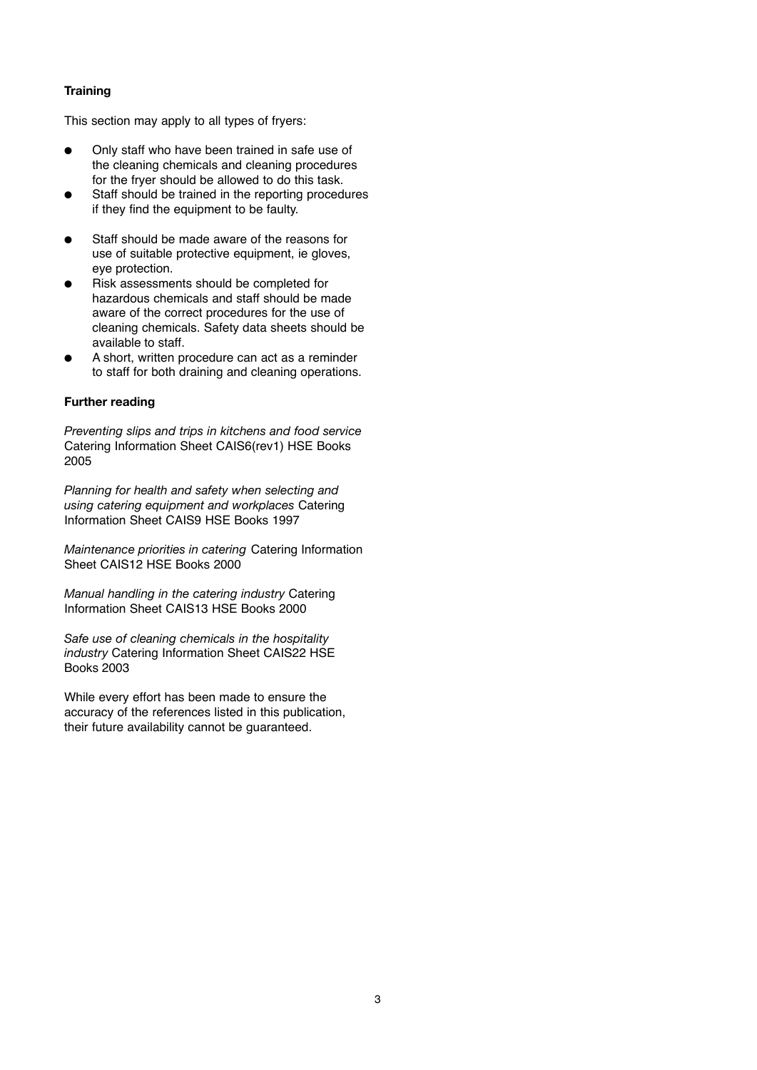**Training**

This section may apply to all types of fryers:

- Only staff who have been trained in safe use of the cleaning chemicals and cleaning procedures for the fryer should be allowed to do this task.
- Staff should be trained in the reporting procedures if they find the equipment to be faulty.
- Staff should be made aware of the reasons for use of suitable protective equipment, ie gloves, eye protection.
- Risk assessments should be completed for hazardous chemicals and staff should be made aware of the correct procedures for the use of cleaning chemicals. Safety data sheets should be available to staff.
- A short, written procedure can act as a reminder to staff for both draining and cleaning operations.

**Further reading**

*Preventing slips and trips in kitchens and food service* Catering Information Sheet CAIS6(rev1) HSE Books 2005

*Planning for health and safety when selecting and using catering equipment and workplaces* Catering Information Sheet CAIS9 HSE Books 1997

*Maintenance priorities in catering* Catering Information Sheet CAIS12 HSE Books 2000

*Manual handling in the catering industry* Catering Information Sheet CAIS13 HSE Books 2000

*Safe use of cleaning chemicals in the hospitality industry* Catering Information Sheet CAIS22 HSE Books 2003

While every effort has been made to ensure the accuracy of the references listed in this publication, their future availability cannot be guaranteed.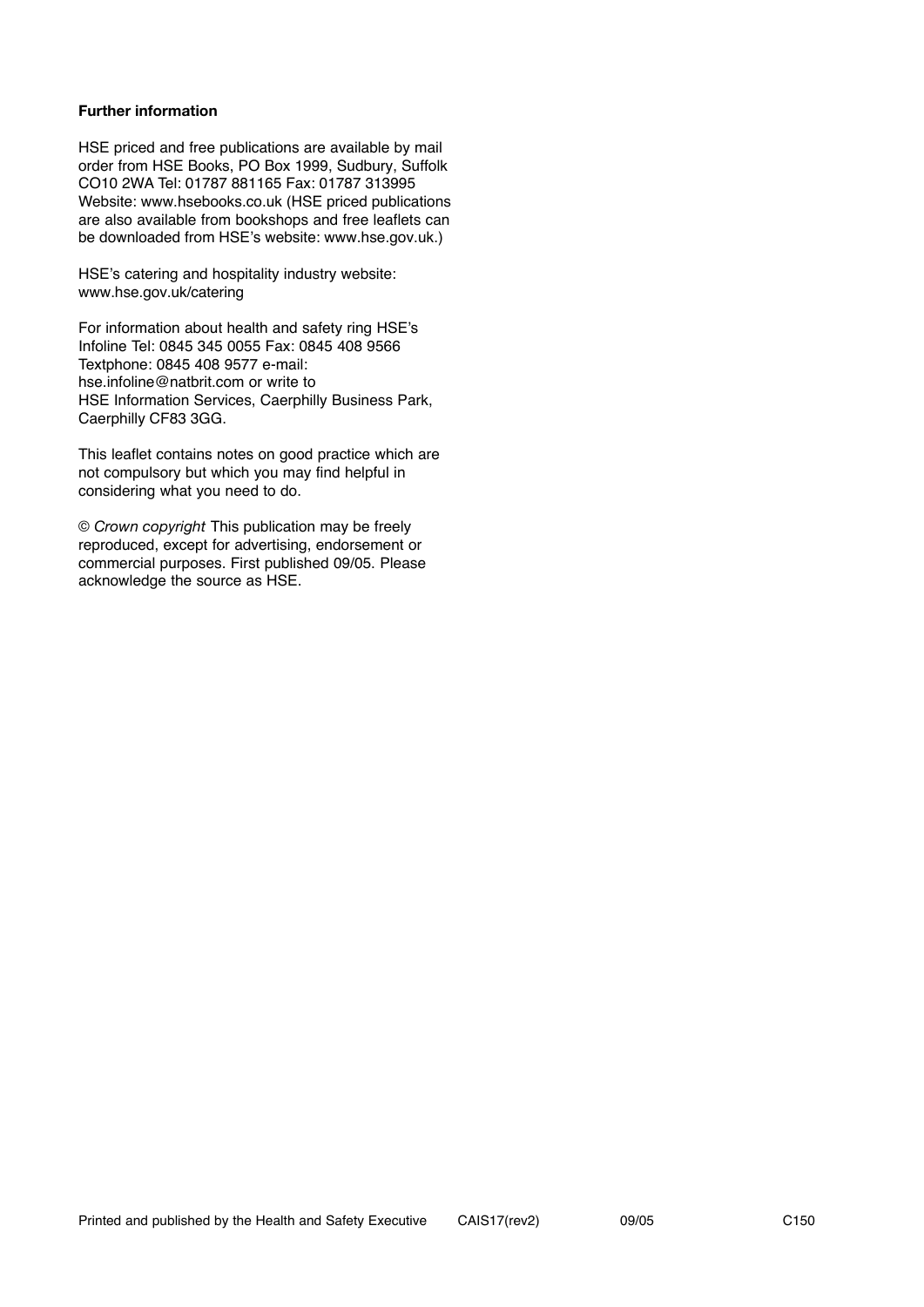**Further information**

HSE priced and free publications are available by mail order from HSE Books, PO Box 1999, Sudbury, Suffolk CO10 2WA Tel: 01787 881165 Fax: 01787 313995 Website: www.hsebooks.co.uk (HSE priced publications are also available from bookshops and free leaflets can be downloaded from HSE's website: www.hse.gov.uk.)

HSE's catering and hospitality industry website: www.hse.gov.uk/catering

For information about health and safety ring HSE's Infoline Tel: 0845 345 0055 Fax: 0845 408 9566 Textphone: 0845 408 9577 e-mail: hse.infoline@natbrit.com or write to HSE Information Services, Caerphilly Business Park, Caerphilly CF83 3GG.

This leaflet contains notes on good practice which are not compulsory but which you may find helpful in considering what you need to do.

© *Crown copyright* This publication may be freely reproduced, except for advertising, endorsement or commercial purposes. First published 09/05. Please acknowledge the source as HSE.

Printed and published by the Health and Safety Executive CAIS17(rev2) 09/05 C150